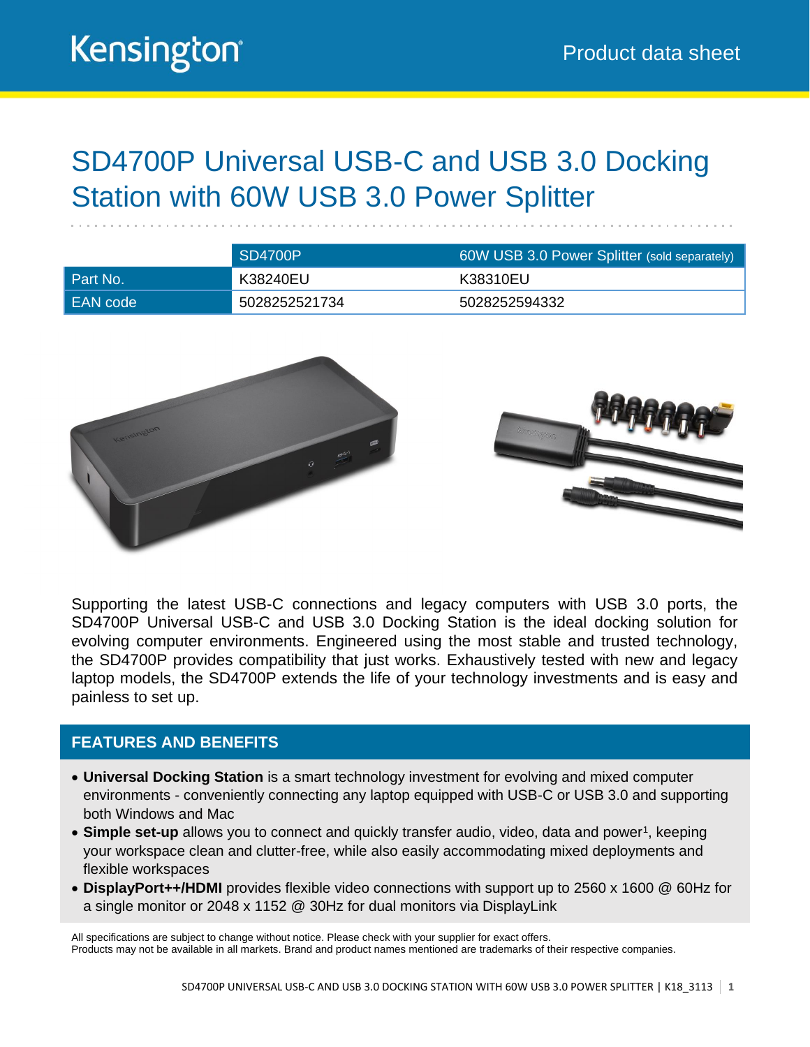Kensington

Product data sheet

# SD4700P Universal USB-C and USB 3.0 Docking Station with 60W USB 3.0 Power Splitter

| | SD4700P | 60W USB 3.0 Power Splitter (sold separately) |
|---|---|---|
| Part No. | K38240EU | K38310EU |
| EAN code | 5028252521734 | 5028252594332 |

Supporting the latest USB-C connections and legacy computers with USB 3.0 ports, the SD4700P Universal USB-C and USB 3.0 Docking Station is the ideal docking solution for evolving computer environments. Engineered using the most stable and trusted technology, the SD4700P provides compatibility that just works. Exhaustively tested with new and legacy laptop models, the SD4700P extends the life of your technology investments and is easy and painless to set up.

## FEATURES AND BENEFITS

- **Universal Docking Station** is a smart technology investment for evolving and mixed computer environments - conveniently connecting any laptop equipped with USB-C or USB 3.0 and supporting both Windows and Mac
- **Simple set-up** allows you to connect and quickly transfer audio, video, data and power[1], keeping your workspace clean and clutter-free, while also easily accommodating mixed deployments and flexible workspaces
- **DisplayPort++/HDMI** provides flexible video connections with support up to 2560 x 1600 @ 60Hz for a single monitor or 2048 x 1152 @ 30Hz for dual monitors via DisplayLink

All specifications are subject to change without notice. Please check with your supplier for exact offers.
Products may not be available in all markets. Brand and product names mentioned are trademarks of their respective companies.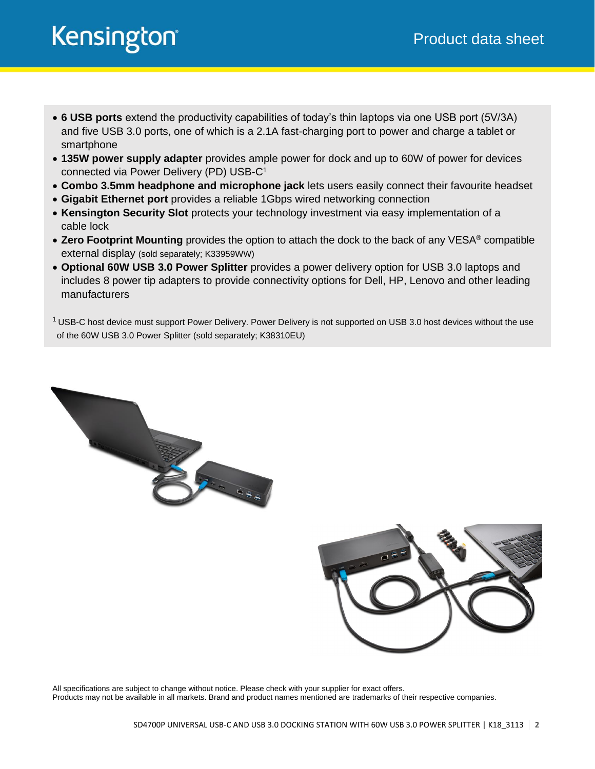- **6 USB ports** extend the productivity capabilities of today's thin laptops via one USB port (5V/3A) and five USB 3.0 ports, one of which is a 2.1A fast-charging port to power and charge a tablet or smartphone
- **135W power supply adapter** provides ample power for dock and up to 60W of power for devices connected via Power Delivery (PD) USB-C[1]
- **Combo 3.5mm headphone and microphone jack** lets users easily connect their favourite headset
- **Gigabit Ethernet port** provides a reliable 1Gbps wired networking connection
- **Kensington Security Slot** protects your technology investment via easy implementation of a cable lock
- **Zero Footprint Mounting** provides the option to attach the dock to the back of any VESA® compatible external display (sold separately; K33959WW)
- **Optional 60W USB 3.0 Power Splitter** provides a power delivery option for USB 3.0 laptops and includes 8 power tip adapters to provide connectivity options for Dell, HP, Lenovo and other leading manufacturers

[1] USB-C host device must support Power Delivery. Power Delivery is not supported on USB 3.0 host devices without the use of the 60W USB 3.0 Power Splitter (sold separately; K38310EU)

All specifications are subject to change without notice. Please check with your supplier for exact offers.
Products may not be available in all markets. Brand and product names mentioned are trademarks of their respective companies.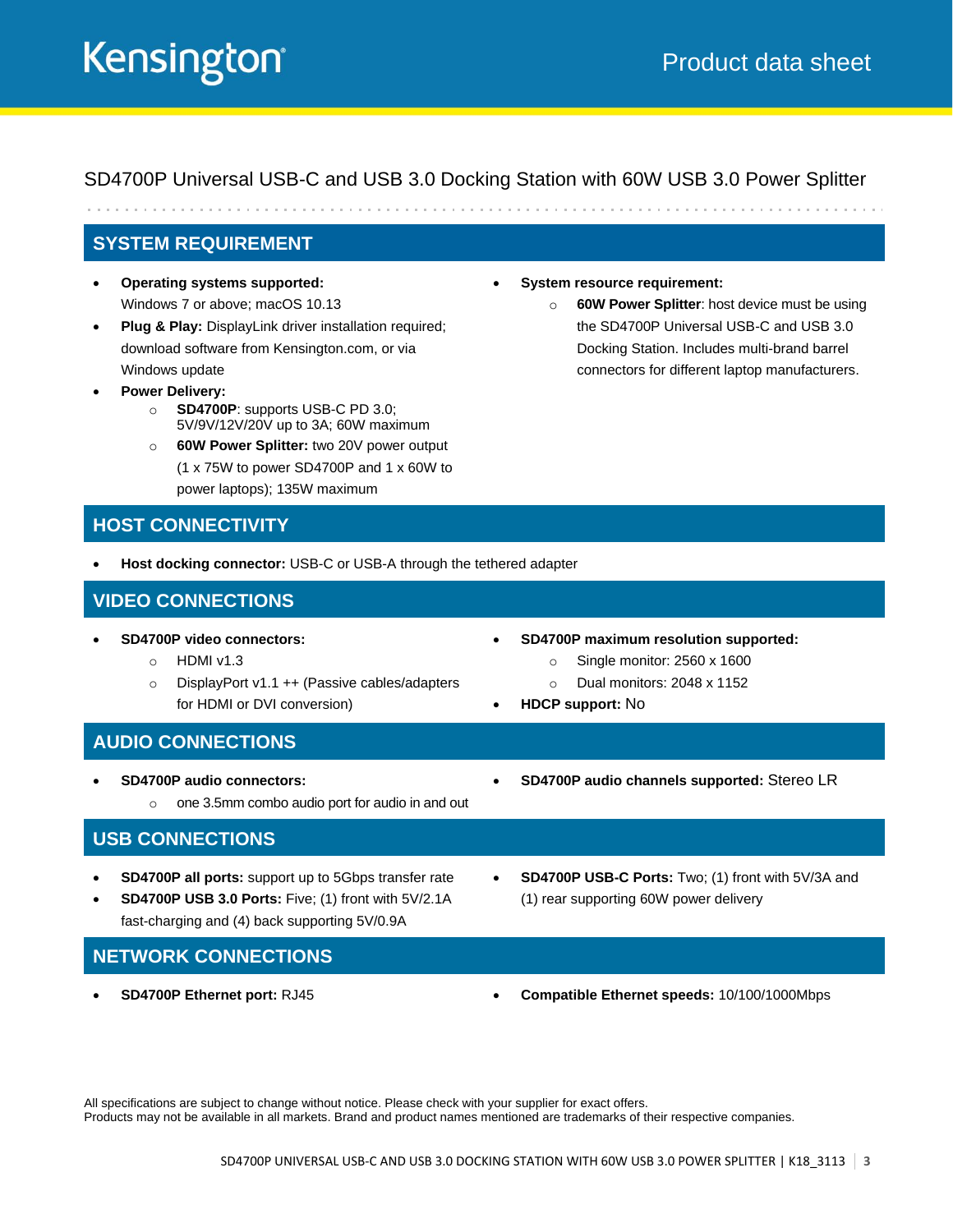# SD4700P Universal USB-C and USB 3.0 Docking Station with 60W USB 3.0 Power Splitter

## SYSTEM REQUIREMENT

- **Operating systems supported:** Windows 7 or above; macOS 10.13
- **Plug & Play:** DisplayLink driver installation required; download software from Kensington.com, or via Windows update
- **Power Delivery:**
  - **SD4700P**: supports USB-C PD 3.0; 5V/9V/12V/20V up to 3A; 60W maximum
  - **60W Power Splitter:** two 20V power output (1 x 75W to power SD4700P and 1 x 60W to power laptops); 135W maximum
- **System resource requirement:**
  - **60W Power Splitter**: host device must be using the SD4700P Universal USB-C and USB 3.0 Docking Station. Includes multi-brand barrel connectors for different laptop manufacturers.

## HOST CONNECTIVITY

- **Host docking connector:** USB-C or USB-A through the tethered adapter

## VIDEO CONNECTIONS

- **SD4700P video connectors:**
  - HDMI v1.3
  - DisplayPort v1.1 ++ (Passive cables/adapters for HDMI or DVI conversion)
- **SD4700P maximum resolution supported:**
  - Single monitor: 2560 x 1600
  - Dual monitors: 2048 x 1152
- **HDCP support:** No

## AUDIO CONNECTIONS

- **SD4700P audio connectors:**
  - one 3.5mm combo audio port for audio in and out
- **SD4700P audio channels supported:** Stereo LR

## USB CONNECTIONS

- **SD4700P all ports:** support up to 5Gbps transfer rate
- **SD4700P USB 3.0 Ports:** Five; (1) front with 5V/2.1A fast-charging and (4) back supporting 5V/0.9A
- **SD4700P USB-C Ports:** Two; (1) front with 5V/3A and (1) rear supporting 60W power delivery

## NETWORK CONNECTIONS

- **SD4700P Ethernet port:** RJ45
- **Compatible Ethernet speeds:** 10/100/1000Mbps

All specifications are subject to change without notice. Please check with your supplier for exact offers.
Products may not be available in all markets. Brand and product names mentioned are trademarks of their respective companies.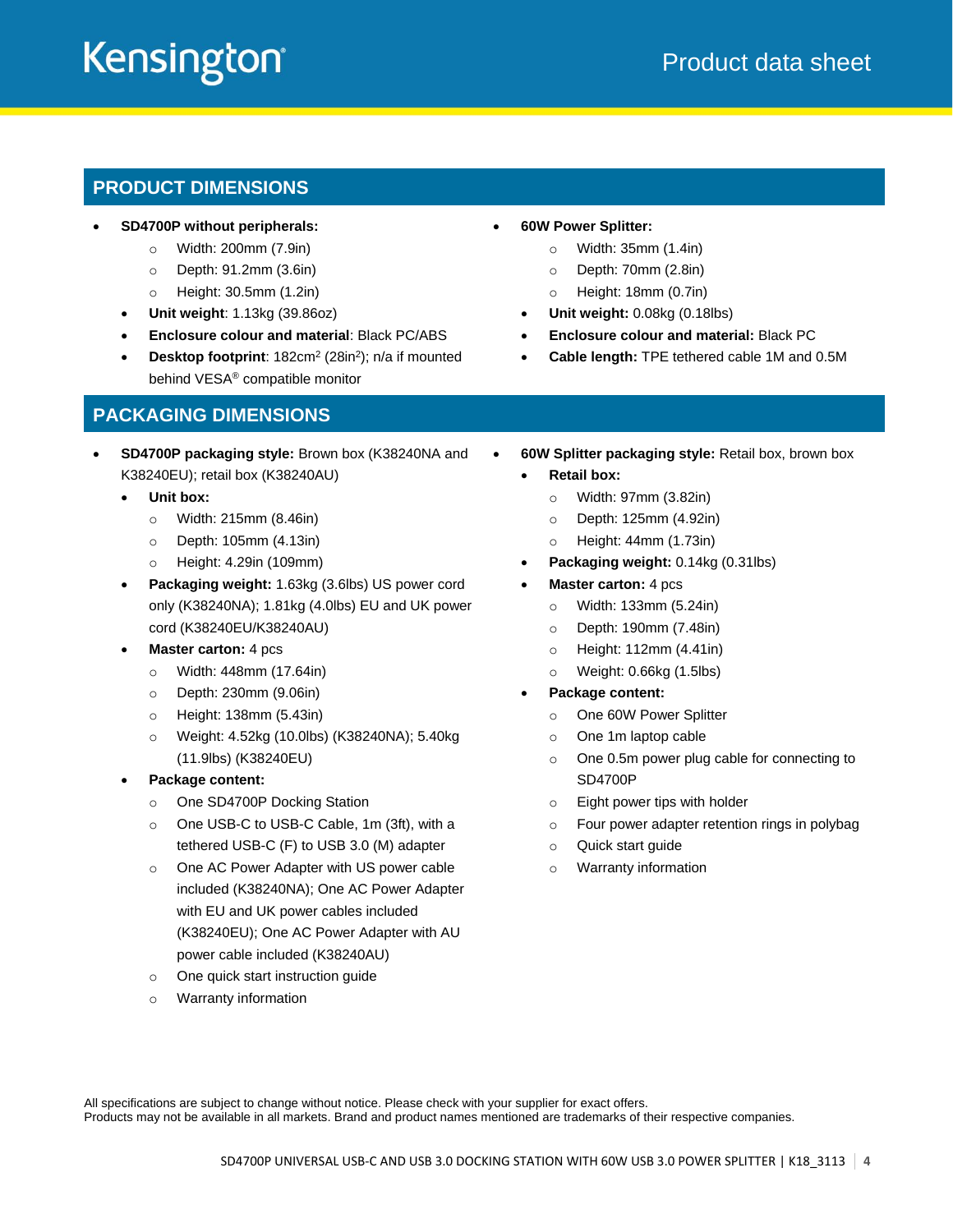## PRODUCT DIMENSIONS

- **SD4700P without peripherals:**
  - Width: 200mm (7.9in)
  - Depth: 91.2mm (3.6in)
  - Height: 30.5mm (1.2in)
- **Unit weight**: 1.13kg (39.86oz)
- **Enclosure colour and material**: Black PC/ABS
- **Desktop footprint**: 182cm$^2$ (28in$^2$); n/a if mounted behind VESA® compatible monitor

- **60W Power Splitter:**
  - Width: 35mm (1.4in)
  - Depth: 70mm (2.8in)
  - Height: 18mm (0.7in)
- **Unit weight:** 0.08kg (0.18lbs)
- **Enclosure colour and material:** Black PC
- **Cable length:** TPE tethered cable 1M and 0.5M

## PACKAGING DIMENSIONS

- **SD4700P packaging style:** Brown box (K38240NA and K38240EU); retail box (K38240AU)
  - **Unit box:**
    - Width: 215mm (8.46in)
    - Depth: 105mm (4.13in)
    - Height: 4.29in (109mm)
  - **Packaging weight:** 1.63kg (3.6lbs) US power cord only (K38240NA); 1.81kg (4.0lbs) EU and UK power cord (K38240EU/K38240AU)
  - **Master carton:** 4 pcs
    - Width: 448mm (17.64in)
    - Depth: 230mm (9.06in)
    - Height: 138mm (5.43in)
    - Weight: 4.52kg (10.0lbs) (K38240NA); 5.40kg (11.9lbs) (K38240EU)
  - **Package content:**
    - One SD4700P Docking Station
    - One USB-C to USB-C Cable, 1m (3ft), with a tethered USB-C (F) to USB 3.0 (M) adapter
    - One AC Power Adapter with US power cable included (K38240NA); One AC Power Adapter with EU and UK power cables included (K38240EU); One AC Power Adapter with AU power cable included (K38240AU)
    - One quick start instruction guide
    - Warranty information

- **60W Splitter packaging style:** Retail box, brown box
  - **Retail box:**
    - Width: 97mm (3.82in)
    - Depth: 125mm (4.92in)
    - Height: 44mm (1.73in)
  - **Packaging weight:** 0.14kg (0.31lbs)
  - **Master carton:** 4 pcs
    - Width: 133mm (5.24in)
    - Depth: 190mm (7.48in)
    - Height: 112mm (4.41in)
    - Weight: 0.66kg (1.5lbs)
  - **Package content:**
    - One 60W Power Splitter
    - One 1m laptop cable
    - One 0.5m power plug cable for connecting to SD4700P
    - Eight power tips with holder
    - Four power adapter retention rings in polybag
    - Quick start guide
    - Warranty information

All specifications are subject to change without notice. Please check with your supplier for exact offers.
Products may not be available in all markets. Brand and product names mentioned are trademarks of their respective companies.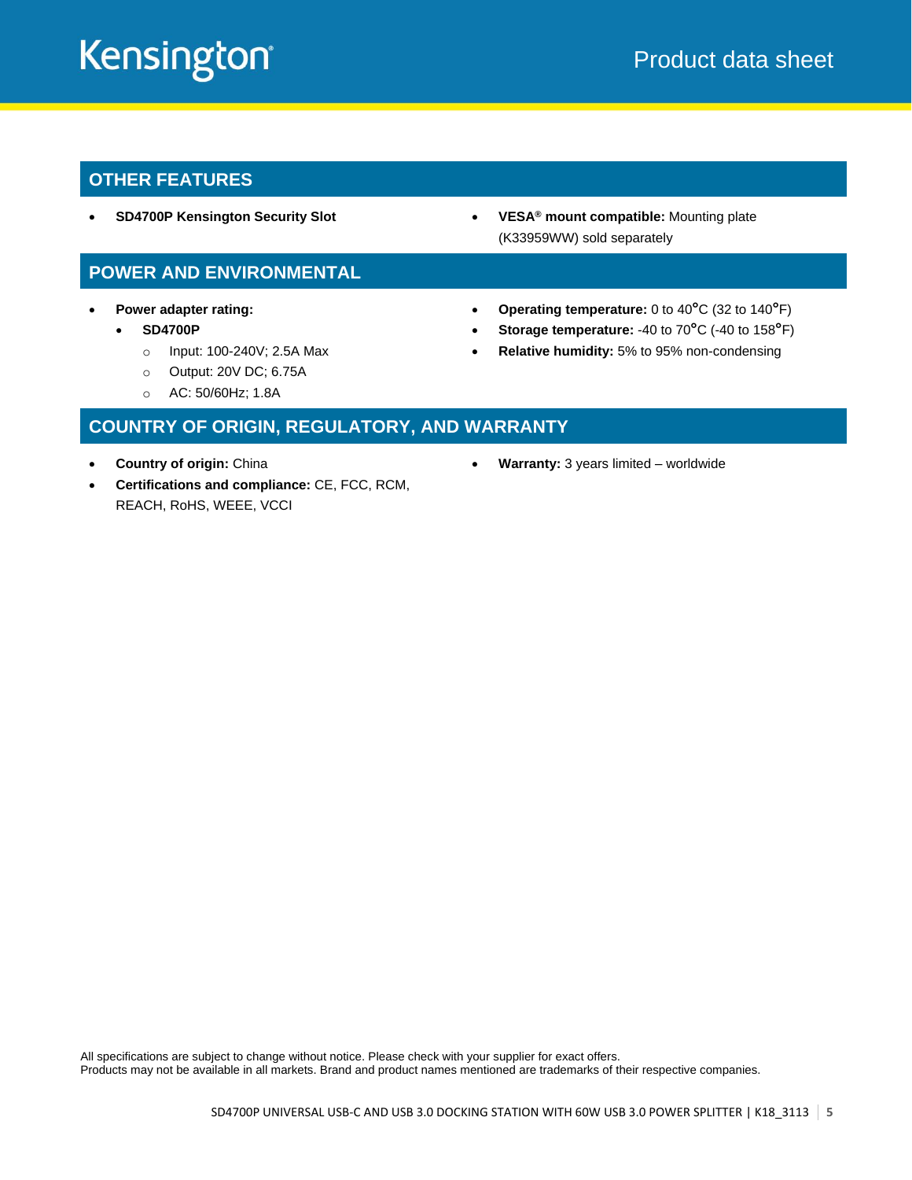## OTHER FEATURES

- **SD4700P Kensington Security Slot**
- **VESA® mount compatible:** Mounting plate (K33959WW) sold separately

## POWER AND ENVIRONMENTAL

- **Power adapter rating:**
  - **SD4700P**
    - Input: 100-240V; 2.5A Max
    - Output: 20V DC; 6.75A
    - AC: 50/60Hz; 1.8A
- **Operating temperature:** 0 to 40°C (32 to 140°F)
- **Storage temperature:** -40 to 70°C (-40 to 158°F)
- **Relative humidity:** 5% to 95% non-condensing

## COUNTRY OF ORIGIN, REGULATORY, AND WARRANTY

- **Country of origin:** China
- **Certifications and compliance:** CE, FCC, RCM, REACH, RoHS, WEEE, VCCI
- **Warranty:** 3 years limited – worldwide

All specifications are subject to change without notice. Please check with your supplier for exact offers.
Products may not be available in all markets. Brand and product names mentioned are trademarks of their respective companies.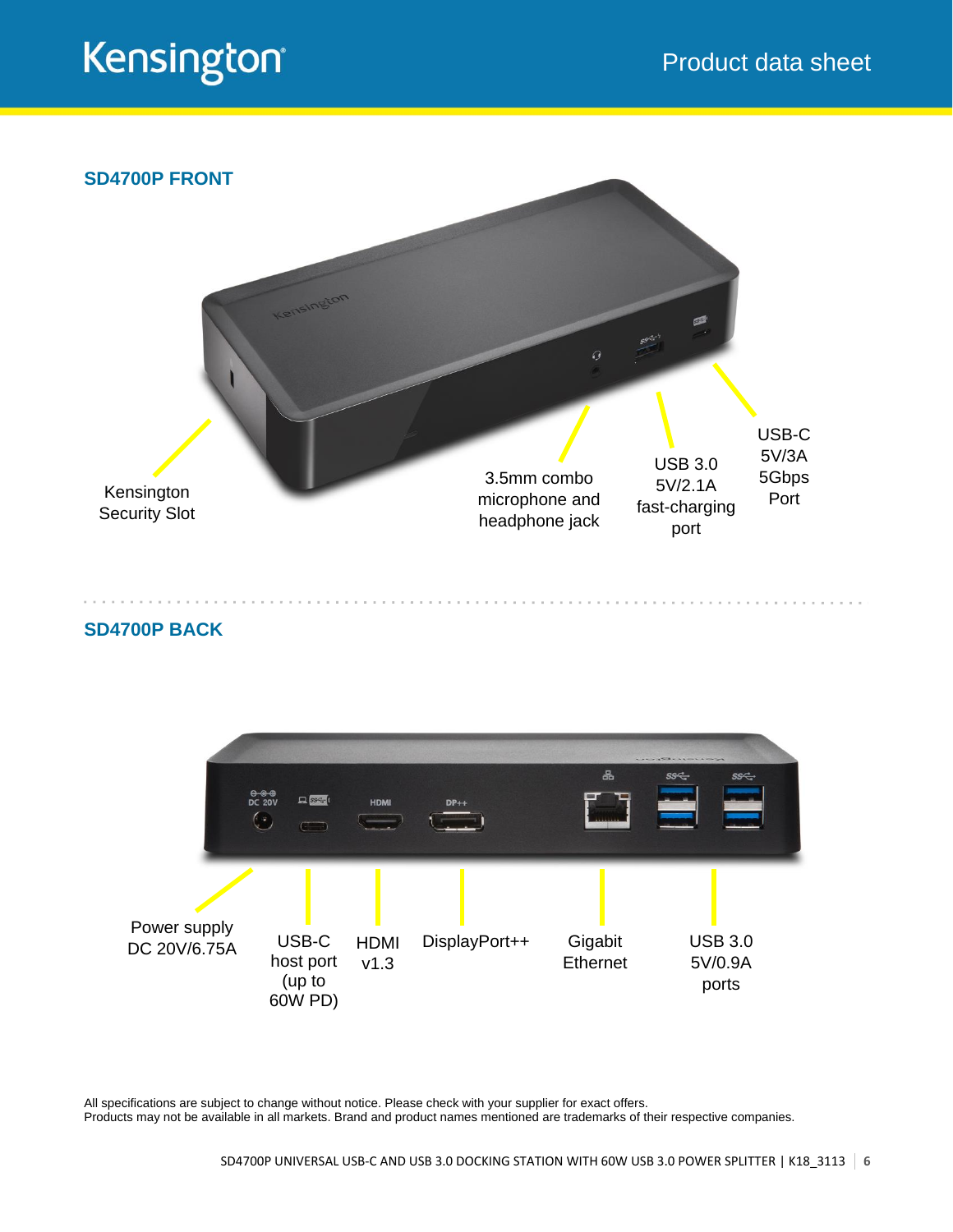## SD4700P FRONT

Kensington Security Slot

3.5mm combo microphone and headphone jack

USB 3.0 5V/2.1A fast-charging port

USB-C 5V/3A 5Gbps Port

## SD4700P BACK

Power supply DC 20V/6.75A

USB-C host port (up to 60W PD)

HDMI v1.3

DisplayPort++

Gigabit Ethernet

USB 3.0 5V/0.9A ports

All specifications are subject to change without notice. Please check with your supplier for exact offers.
Products may not be available in all markets. Brand and product names mentioned are trademarks of their respective companies.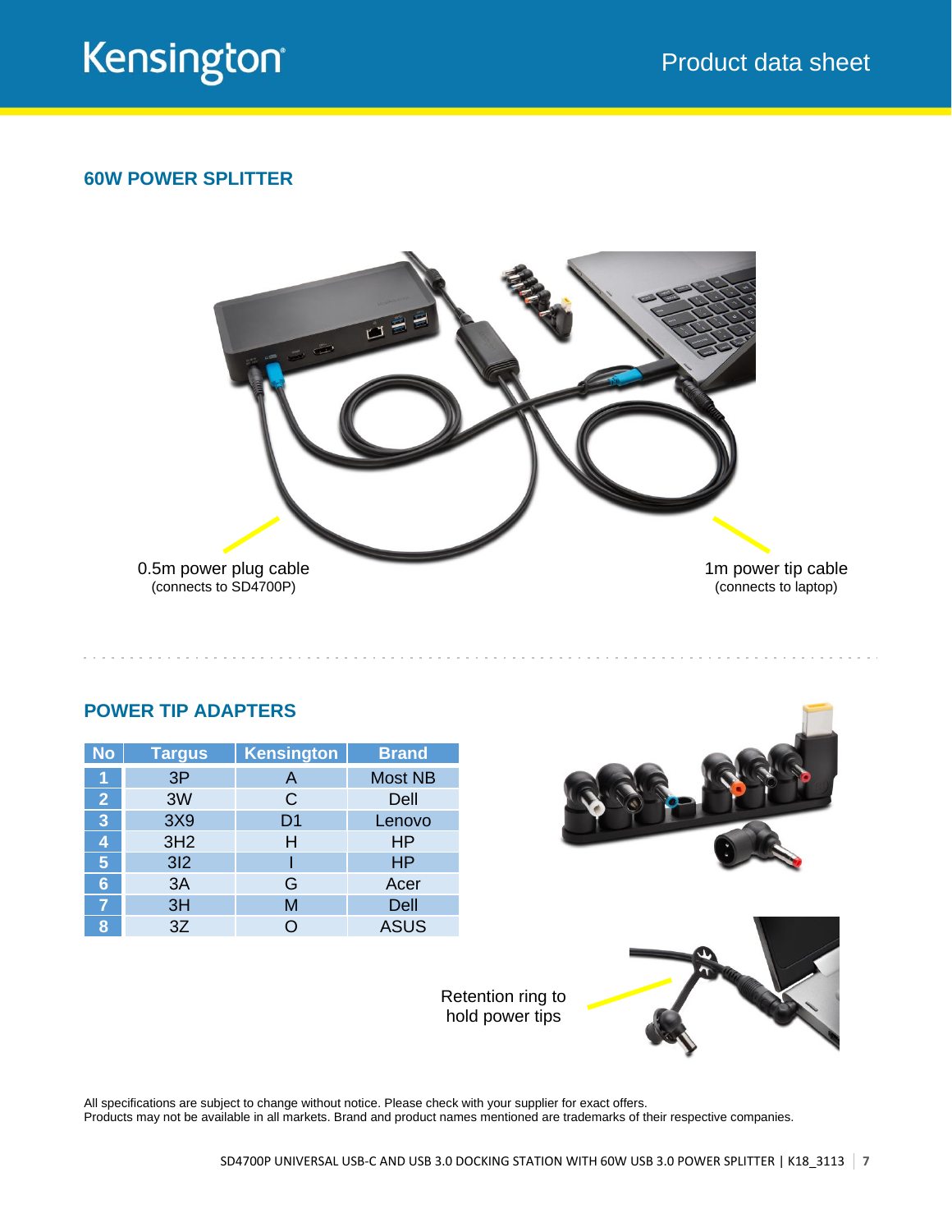## 60W POWER SPLITTER

0.5m power plug cable
(connects to SD4700P)

1m power tip cable
(connects to laptop)

## POWER TIP ADAPTERS

| No | Targus | Kensington | Brand |
|---|---|---|---|
| 1 | 3P | A | Most NB |
| 2 | 3W | C | Dell |
| 3 | 3X9 | D1 | Lenovo |
| 4 | 3H2 | H | HP |
| 5 | 3I2 | I | HP |
| 6 | 3A | G | Acer |
| 7 | 3H | M | Dell |
| 8 | 3Z | O | ASUS |

Retention ring to hold power tips

All specifications are subject to change without notice. Please check with your supplier for exact offers.
Products may not be available in all markets. Brand and product names mentioned are trademarks of their respective companies.